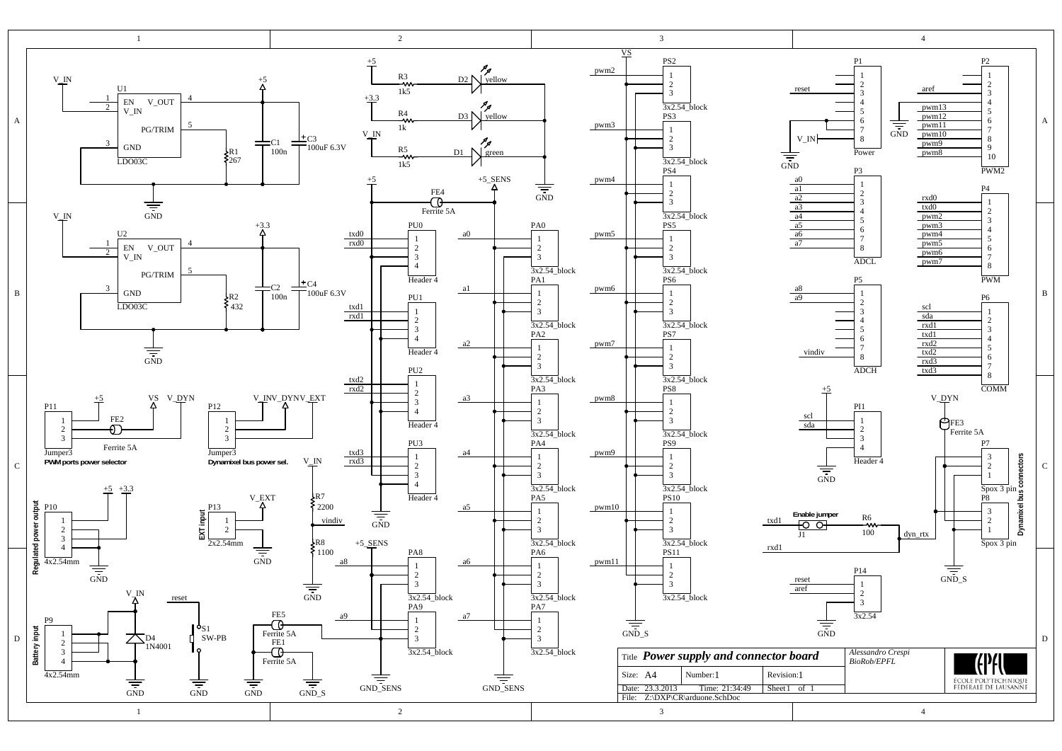**Title** ***Power supply and connector board***

*Alessandro Crespi*
*BioRob/EPFL*

| Size: A4 | Number: 1 | Revision: 1 |
|---|---|---|
| Date: 23.3.2013 | Time: 21:34:49 | Sheet 1 of 1 |
| File: Z:\DXP\CR\arduone.SchDoc | | |

ÉCOLE POLYTECHNIQUE FÉDÉRALE DE LAUSANNE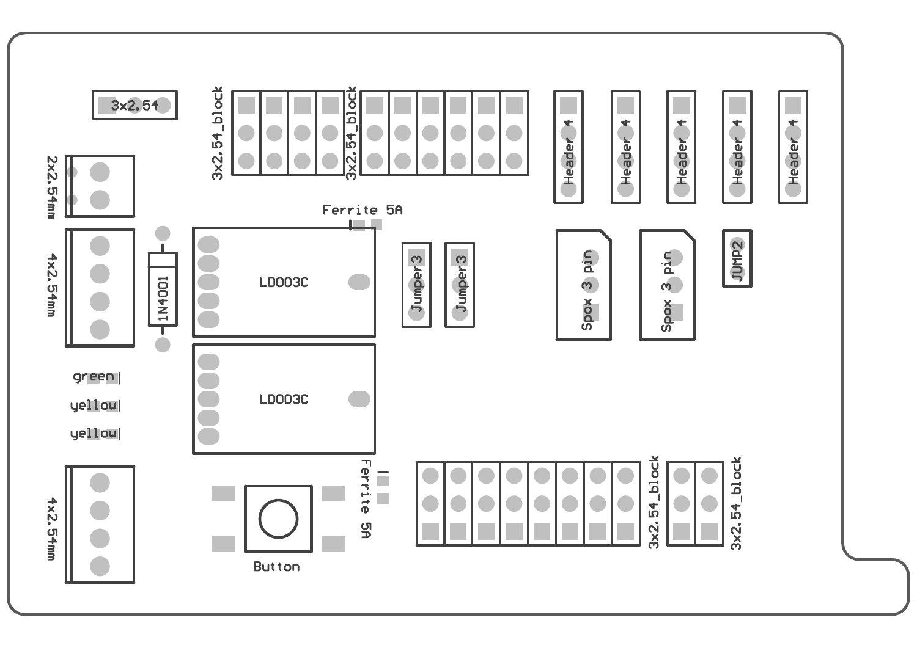3x2.54

3x2.54_block

3x2.54_block

Header 4

Header 4

Header 4

Header 4

Header 4

2x2.54mm

Ferrite 5A

4x2.54mm

1N4001

LD003C

Jumper3

Jumper3

Spox 3 pin

Spox 3 pin

JUMP2

LD003C

green

yellow

yellow

4x2.54mm

Ferrite 5A

Button

3x2.54_block

3x2.54_block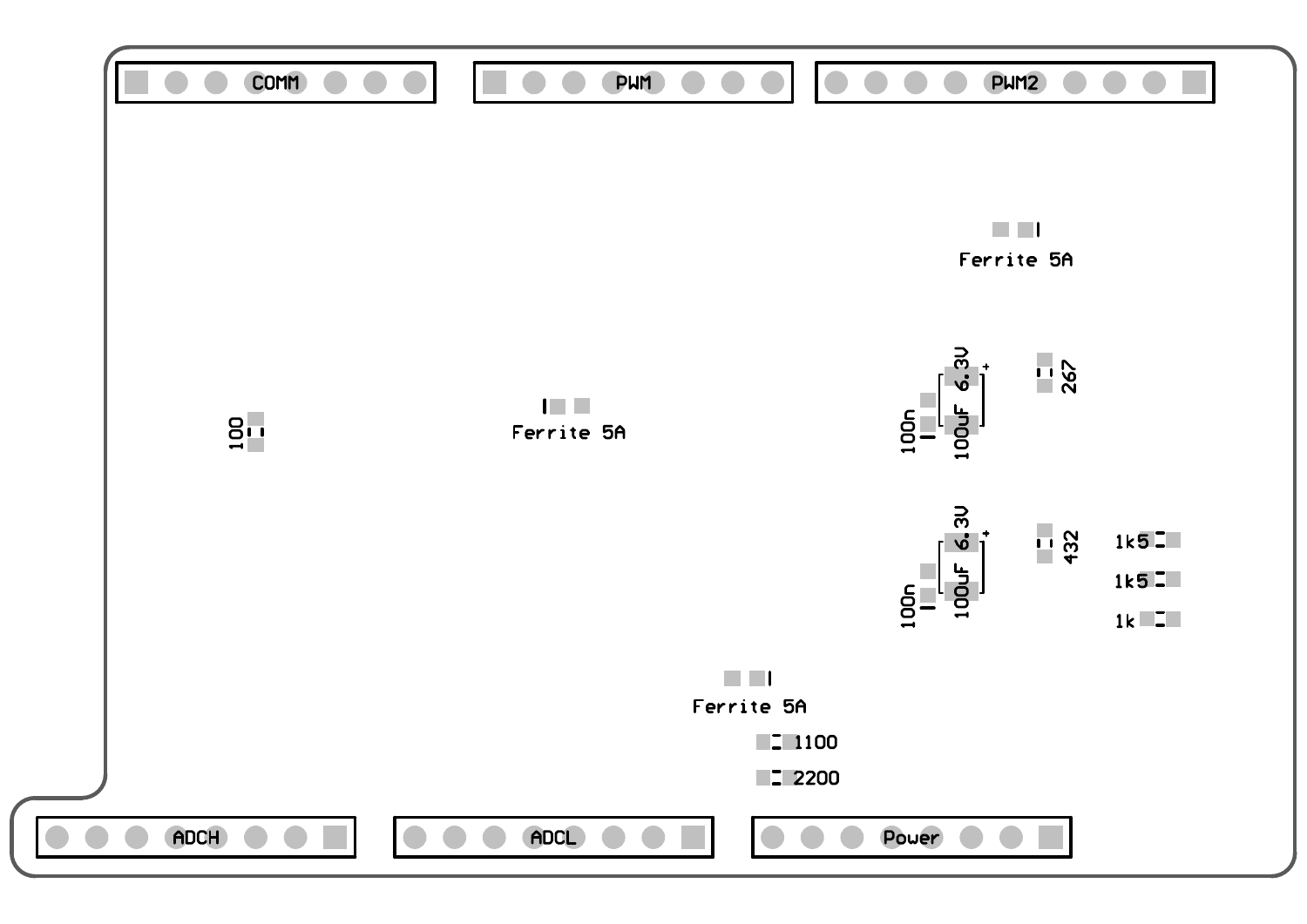COMM

PWM

PWM2

Ferrite 5A

100

Ferrite 5A

6.3V

100n

100uF

267

6.3V

100n

100uF

432

1k5

1k5

1k

Ferrite 5A

1100

2200

ADCH

ADCL

Power